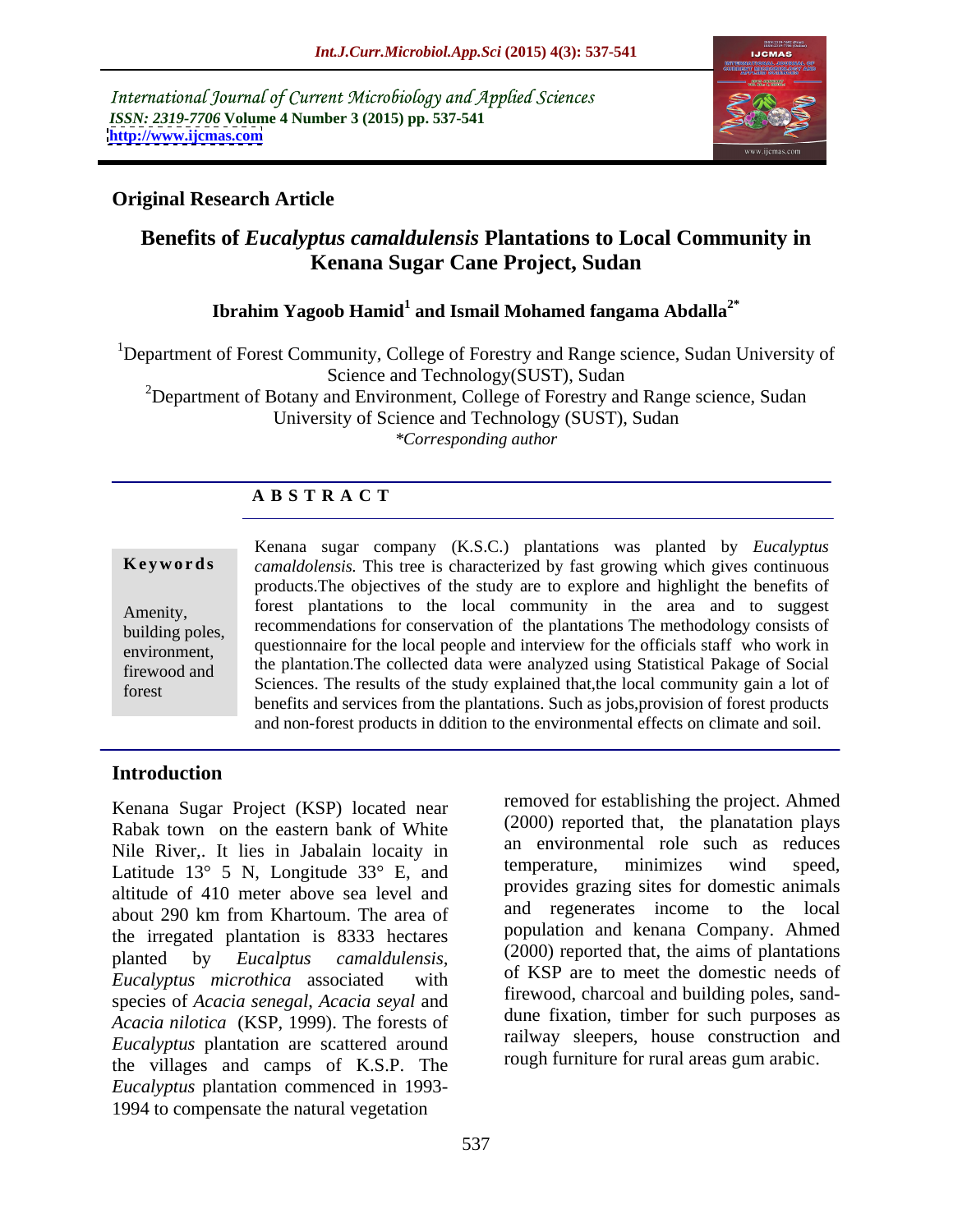International Journal of Current Microbiology and Applied Sciences
*ISSN: 2319-7706* **Volume 4 Number 3 (2015) pp. 537-541**
**http://www.ijcmas.com**

**Original Research Article**

# Benefits of *Eucalyptus camaldulensis* Plantations to Local Community in Kenana Sugar Cane Project, Sudan

**Ibrahim Yagoob Hamid[1] and Ismail Mohamed fangama Abdalla[2*]**

[1]Department of Forest Community, College of Forestry and Range science, Sudan University of Science and Technology(SUST), Sudan
[2]Department of Botany and Environment, College of Forestry and Range science, Sudan University of Science and Technology (SUST), Sudan
*\*Corresponding author*

## A B S T R A C T

**Keywords**

Amenity, building poles, environment, firewood and forest

Kenana sugar company (K.S.C.) plantations was planted by *Eucalyptus camaldolensis.* This tree is characterized by fast growing which gives continuous products.The objectives of the study are to explore and highlight the benefits of forest plantations to the local community in the area and to suggest recommendations for conservation of the plantations The methodology consists of questionnaire for the local people and interview for the officials staff who work in the plantation.The collected data were analyzed using Statistical Pakage of Social Sciences. The results of the study explained that,the local community gain a lot of benefits and services from the plantations. Such as jobs,provision of forest products and non-forest products in ddition to the environmental effects on climate and soil.

## Introduction

Kenana Sugar Project (KSP) located near Rabak town on the eastern bank of White Nile River,. It lies in Jabalain locaity in Latitude 13° 5 N, Longitude 33° E, and altitude of 410 meter above sea level and about 290 km from Khartoum. The area of the irregated plantation is 8333 hectares planted by *Eucalptus camaldulensis, Eucalyptus microthica* associated with species of *Acacia senegal*, *Acacia seyal* and *Acacia nilotica* (KSP, 1999). The forests of *Eucalyptus* plantation are scattered around the villages and camps of K.S.P. The *Eucalyptus* plantation commenced in 1993-1994 to compensate the natural vegetation removed for establishing the project. Ahmed (2000) reported that, the planatation plays an environmental role such as reduces temperature, minimizes wind speed, provides grazing sites for domestic animals and regenerates income to the local population and kenana Company. Ahmed (2000) reported that, the aims of plantations of KSP are to meet the domestic needs of firewood, charcoal and building poles, sand-dune fixation, timber for such purposes as railway sleepers, house construction and rough furniture for rural areas gum arabic.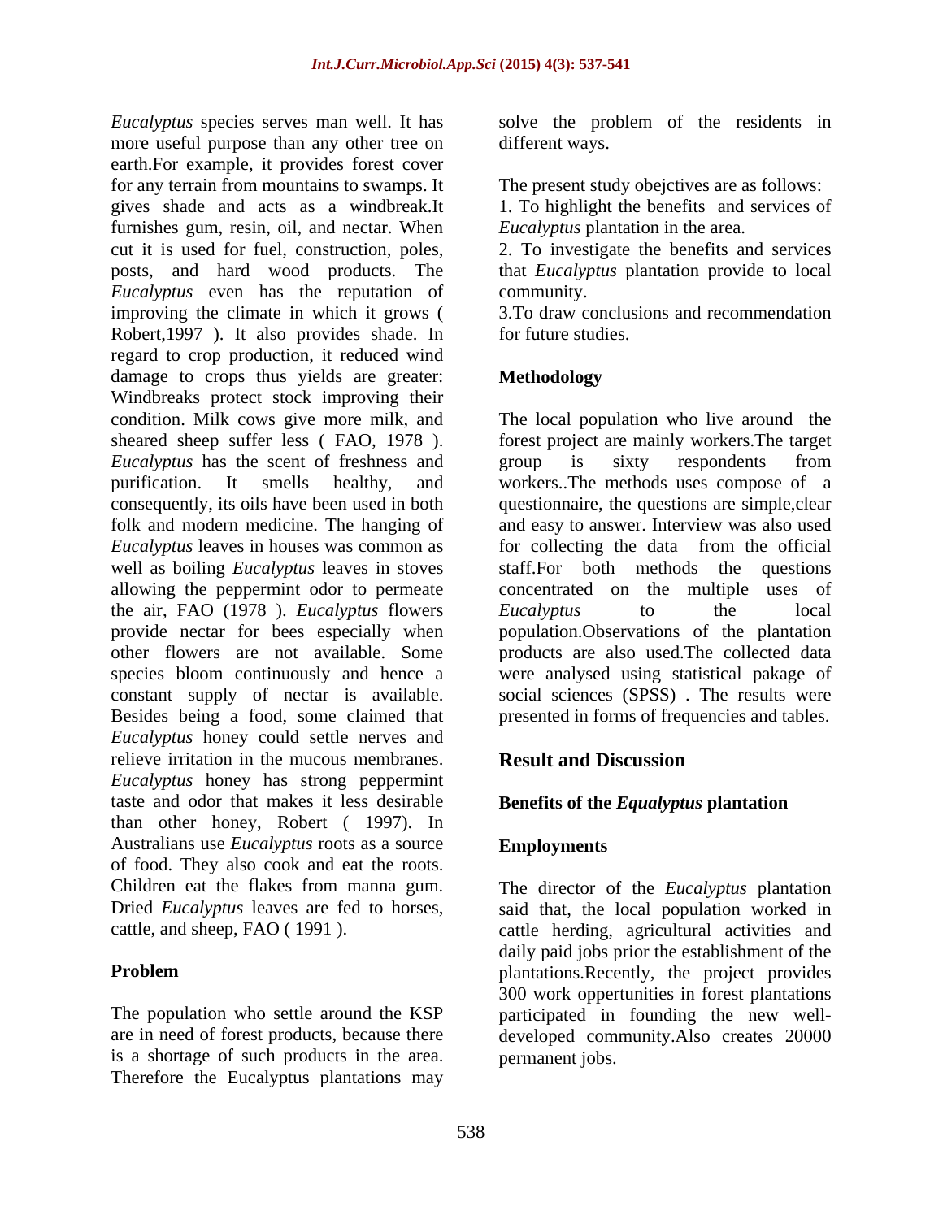*Eucalyptus* species serves man well. It has more useful purpose than any other tree on earth.For example, it provides forest cover for any terrain from mountains to swamps. It gives shade and acts as a windbreak.It furnishes gum, resin, oil, and nectar. When cut it is used for fuel, construction, poles, posts, and hard wood products. The *Eucalyptus* even has the reputation of improving the climate in which it grows ( Robert,1997 ). It also provides shade. In regard to crop production, it reduced wind damage to crops thus yields are greater: Windbreaks protect stock improving their condition. Milk cows give more milk, and sheared sheep suffer less ( FAO, 1978 ). *Eucalyptus* has the scent of freshness and purification. It smells healthy, and consequently, its oils have been used in both folk and modern medicine. The hanging of *Eucalyptus* leaves in houses was common as well as boiling *Eucalyptus* leaves in stoves allowing the peppermint odor to permeate the air, FAO (1978 ). *Eucalyptus* flowers provide nectar for bees especially when other flowers are not available. Some species bloom continuously and hence a constant supply of nectar is available. Besides being a food, some claimed that *Eucalyptus* honey could settle nerves and relieve irritation in the mucous membranes. *Eucalyptus* honey has strong peppermint taste and odor that makes it less desirable than other honey, Robert ( 1997). In Australians use *Eucalyptus* roots as a source of food. They also cook and eat the roots. Children eat the flakes from manna gum. Dried *Eucalyptus* leaves are fed to horses, cattle, and sheep, FAO ( 1991 ).

## Problem

The population who settle around the KSP are in need of forest products, because there is a shortage of such products in the area. Therefore the Eucalyptus plantations may solve the problem of the residents in different ways.

The present study obejctives are as follows:

1. To highlight the benefits and services of *Eucalyptus* plantation in the area.
2. To investigate the benefits and services that *Eucalyptus* plantation provide to local community.
3. To draw conclusions and recommendation for future studies.

## Methodology

The local population who live around the forest project are mainly workers.The target group is sixty respondents from workers..The methods uses compose of a questionnaire, the questions are simple,clear and easy to answer. Interview was also used for collecting the data from the official staff.For both methods the questions concentrated on the multiple uses of *Eucalyptus* to the local population.Observations of the plantation products are also used.The collected data were analysed using statistical pakage of social sciences (SPSS) . The results were presented in forms of frequencies and tables.

## Result and Discussion

### Benefits of the *Equalyptus* plantation

### Employments

The director of the *Eucalyptus* plantation said that, the local population worked in cattle herding, agricultural activities and daily paid jobs prior the establishment of the plantations.Recently, the project provides 300 work oppertunities in forest plantations participated in founding the new well-developed community.Also creates 20000 permanent jobs.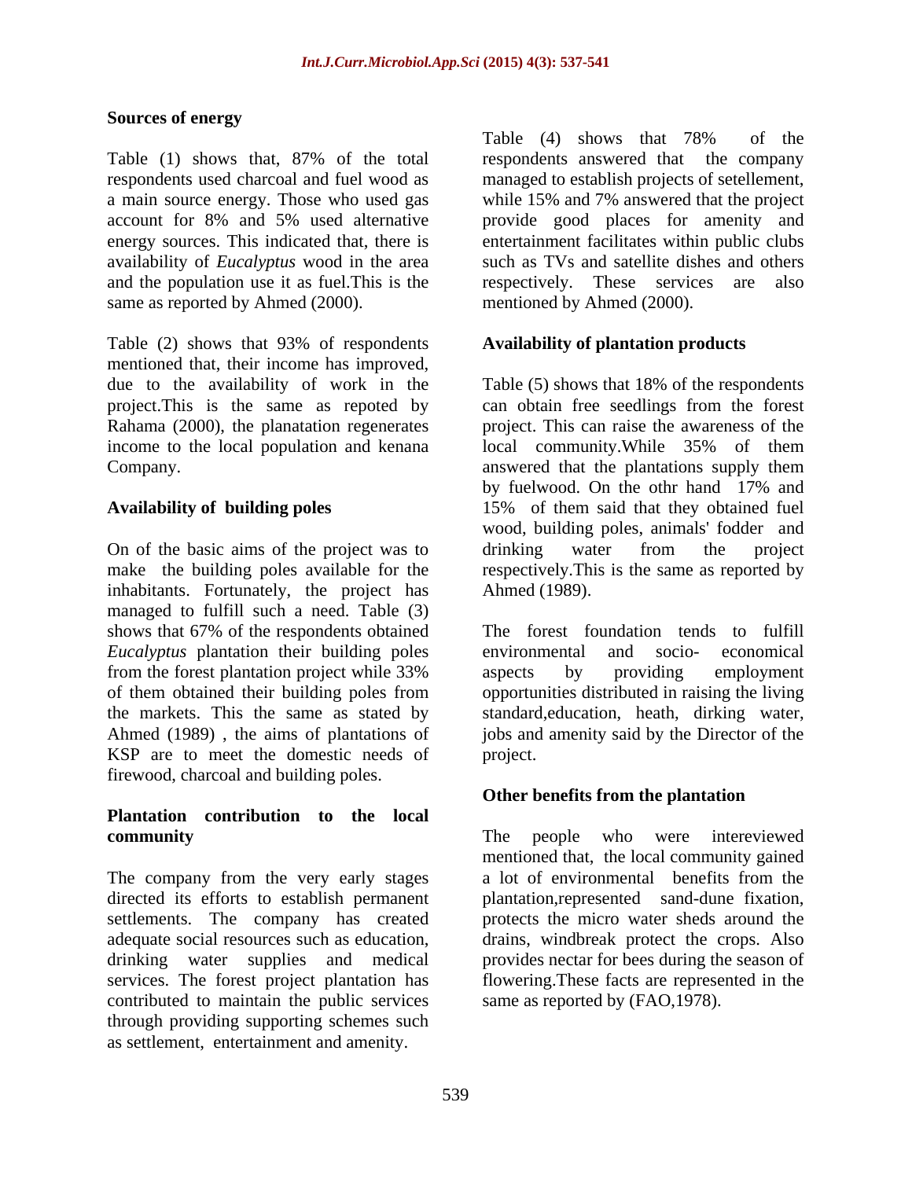## Sources of energy

Table (1) shows that, 87% of the total respondents used charcoal and fuel wood as a main source energy. Those who used gas account for 8% and 5% used alternative energy sources. This indicated that, there is availability of *Eucalyptus* wood in the area and the population use it as fuel.This is the same as reported by Ahmed (2000).

Table (2) shows that 93% of respondents mentioned that, their income has improved, due to the availability of work in the project.This is the same as repoted by Rahama (2000), the planatation regenerates income to the local population and kenana Company.

## Availability of building poles

On of the basic aims of the project was to make the building poles available for the inhabitants. Fortunately, the project has managed to fulfill such a need. Table (3) shows that 67% of the respondents obtained *Eucalyptus* plantation their building poles from the forest plantation project while 33% of them obtained their building poles from the markets. This the same as stated by Ahmed (1989) , the aims of plantations of KSP are to meet the domestic needs of firewood, charcoal and building poles.

## Plantation contribution to the local community

The company from the very early stages directed its efforts to establish permanent settlements. The company has created adequate social resources such as education, drinking water supplies and medical services. The forest project plantation has contributed to maintain the public services through providing supporting schemes such as settlement, entertainment and amenity.

Table (4) shows that 78% of the respondents answered that the company managed to establish projects of setellement, while 15% and 7% answered that the project provide good places for amenity and entertainment facilitates within public clubs such as TVs and satellite dishes and others respectively. These services are also mentioned by Ahmed (2000).

## Availability of plantation products

Table (5) shows that 18% of the respondents can obtain free seedlings from the forest project. This can raise the awareness of the local community.While 35% of them answered that the plantations supply them by fuelwood. On the othr hand 17% and 15% of them said that they obtained fuel wood, building poles, animals' fodder and drinking water from the project respectively.This is the same as reported by Ahmed (1989).

The forest foundation tends to fulfill environmental and socio- economical aspects by providing employment opportunities distributed in raising the living standard,education, heath, dirking water, jobs and amenity said by the Director of the project.

## Other benefits from the plantation

The people who were intereviewed mentioned that, the local community gained a lot of environmental benefits from the plantation,represented sand-dune fixation, protects the micro water sheds around the drains, windbreak protect the crops. Also provides nectar for bees during the season of flowering.These facts are represented in the same as reported by (FAO,1978).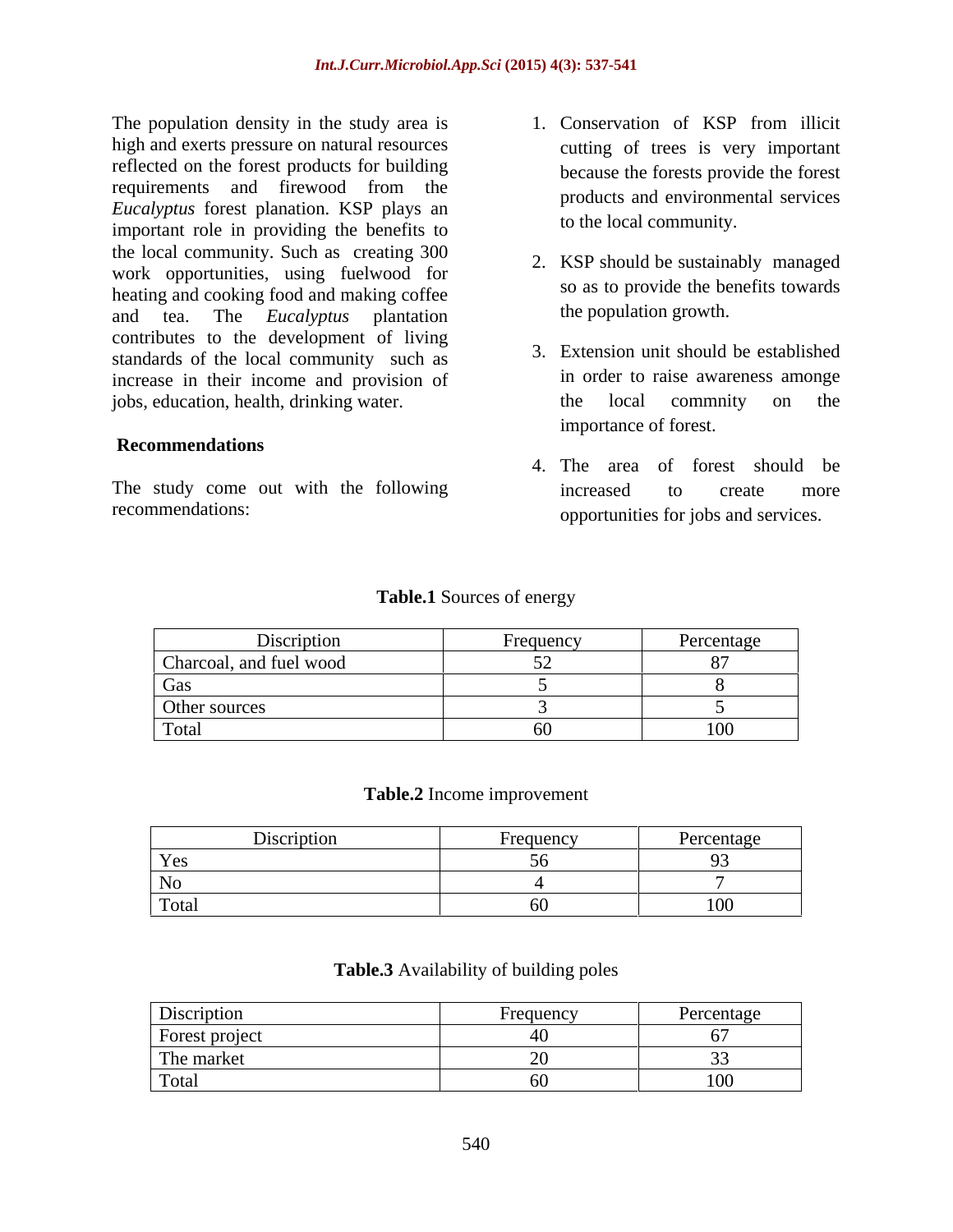The population density in the study area is high and exerts pressure on natural resources reflected on the forest products for building requirements and firewood from the *Eucalyptus* forest planation. KSP plays an important role in providing the benefits to the local community. Such as creating 300 work opportunities, using fuelwood for heating and cooking food and making coffee and tea. The *Eucalyptus* plantation contributes to the development of living standards of the local community such as increase in their income and provision of jobs, education, health, drinking water.

## Recommendations

The study come out with the following recommendations:

1. Conservation of KSP from illicit cutting of trees is very important because the forests provide the forest products and environmental services to the local community.
2. KSP should be sustainably managed so as to provide the benefits towards the population growth.
3. Extension unit should be established in order to raise awareness amonge the local commnity on the importance of forest.
4. The area of forest should be increased to create more opportunities for jobs and services.

**Table.1** Sources of energy

| Discription | Frequency | Percentage |
|---|---|---|
| Charcoal, and fuel wood | 52 | 87 |
| Gas | 5 | 8 |
| Other sources | 3 | 5 |
| Total | 60 | 100 |

**Table.2** Income improvement

| Discription | Frequency | Percentage |
|---|---|---|
| Yes | 56 | 93 |
| No | 4 | 7 |
| Total | 60 | 100 |

**Table.3** Availability of building poles

| Discription | Frequency | Percentage |
|---|---|---|
| Forest project | 40 | 67 |
| The market | 20 | 33 |
| Total | 60 | 100 |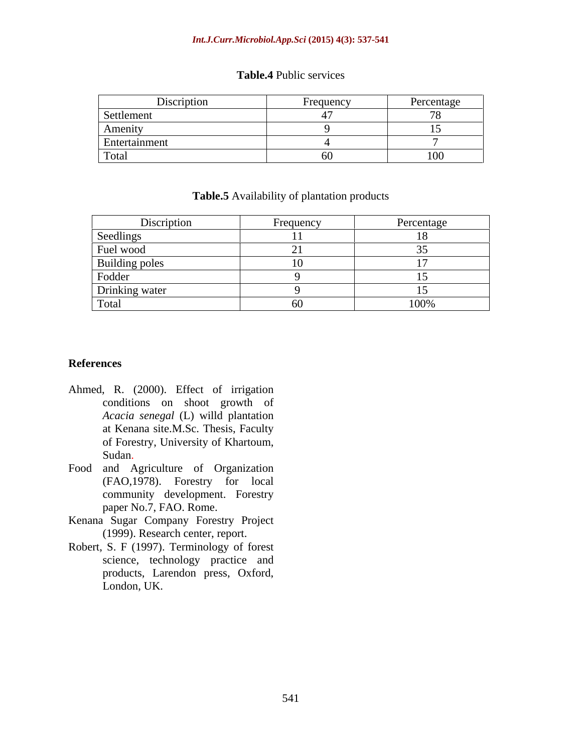**Table.4** Public services

| Discription | Frequency | Percentage |
|---|---|---|
| Settlement | 47 | 78 |
| Amenity | 9 | 15 |
| Entertainment | 4 | 7 |
| Total | 60 | 100 |

**Table.5** Availability of plantation products

| Discription | Frequency | Percentage |
|---|---|---|
| Seedlings | 11 | 18 |
| Fuel wood | 21 | 35 |
| Building poles | 10 | 17 |
| Fodder | 9 | 15 |
| Drinking water | 9 | 15 |
| Total | 60 | 100% |

## References

Ahmed, R. (2000). Effect of irrigation conditions on shoot growth of *Acacia senegal* (L) willd plantation at Kenana site.M.Sc. Thesis, Faculty of Forestry, University of Khartoum, Sudan.

Food and Agriculture of Organization (FAO,1978). Forestry for local community development. Forestry paper No.7, FAO. Rome.

Kenana Sugar Company Forestry Project (1999). Research center, report.

Robert, S. F (1997). Terminology of forest science, technology practice and products, Larendon press, Oxford, London, UK.